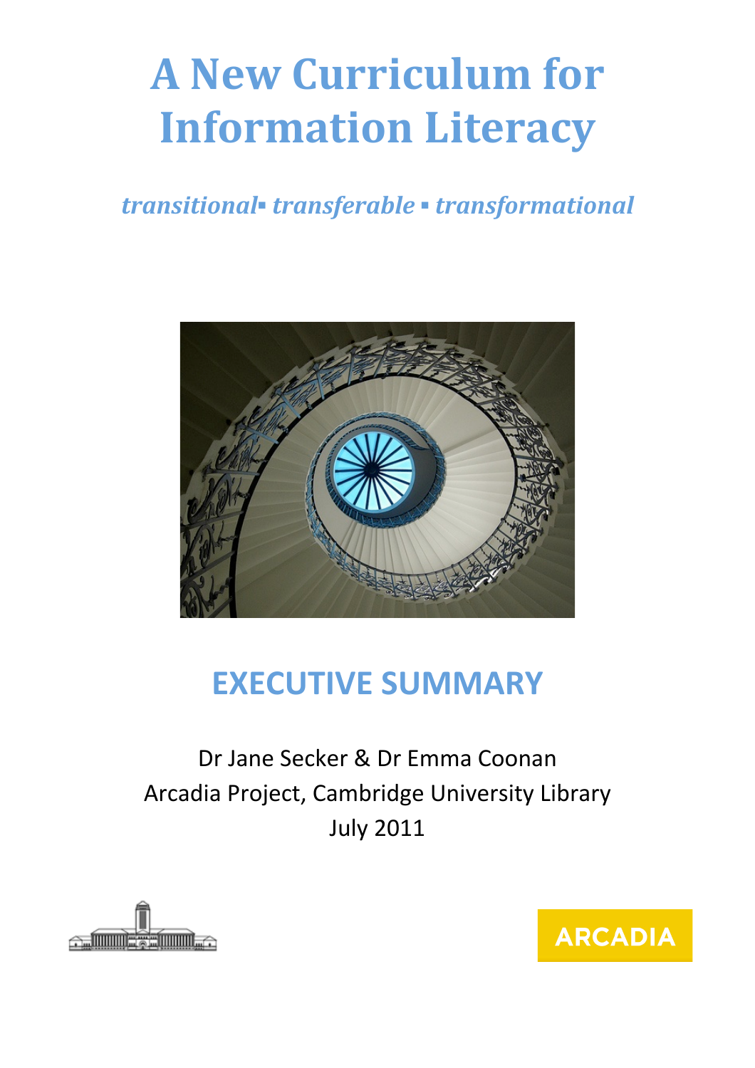# A New Curriculum for Information Literacy

*transitional▪ transferable ▪ transformational*

## EXECUTIVE SUMMARY

Dr Jane Secker & Dr Emma Coonan
Arcadia Project, Cambridge University Library
July 2011

ARCADIA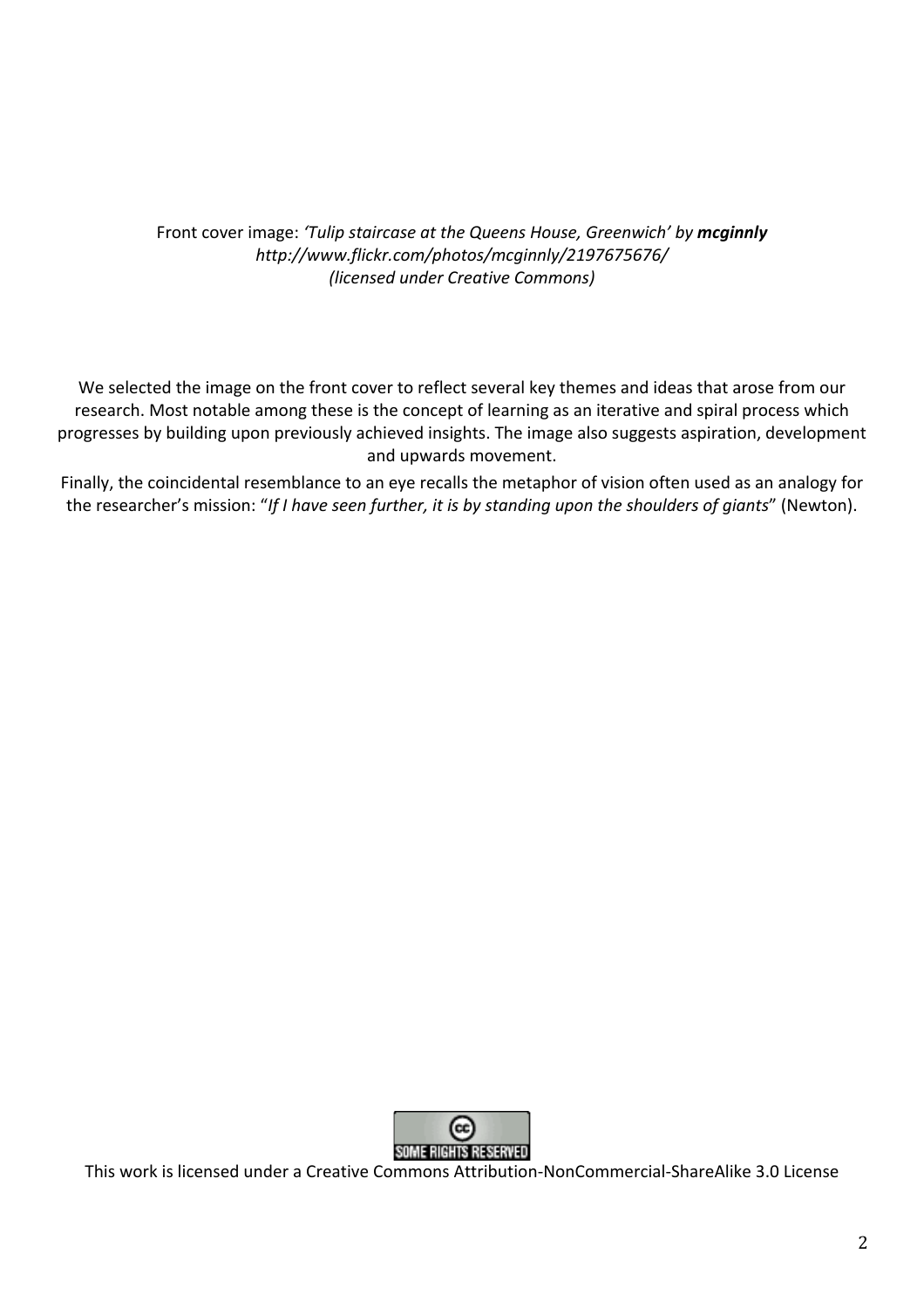Front cover image: *'Tulip staircase at the Queens House, Greenwich' by* ***mcginnly***
*http://www.flickr.com/photos/mcginnly/2197675676/*
*(licensed under Creative Commons)*

We selected the image on the front cover to reflect several key themes and ideas that arose from our research. Most notable among these is the concept of learning as an iterative and spiral process which progresses by building upon previously achieved insights. The image also suggests aspiration, development and upwards movement.

Finally, the coincidental resemblance to an eye recalls the metaphor of vision often used as an analogy for the researcher's mission: "*If I have seen further, it is by standing upon the shoulders of giants*" (Newton).

SOME RIGHTS RESERVED

This work is licensed under a Creative Commons Attribution-NonCommercial-ShareAlike 3.0 License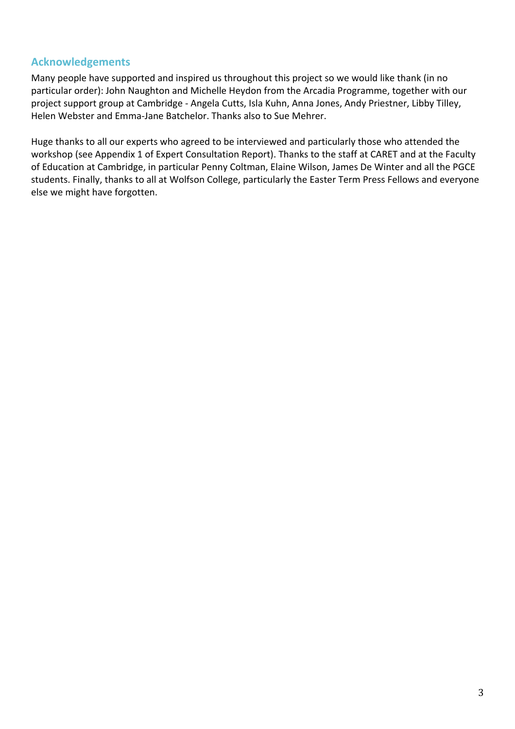## Acknowledgements

Many people have supported and inspired us throughout this project so we would like thank (in no particular order): John Naughton and Michelle Heydon from the Arcadia Programme, together with our project support group at Cambridge - Angela Cutts, Isla Kuhn, Anna Jones, Andy Priestner, Libby Tilley, Helen Webster and Emma-Jane Batchelor. Thanks also to Sue Mehrer.

Huge thanks to all our experts who agreed to be interviewed and particularly those who attended the workshop (see Appendix 1 of Expert Consultation Report). Thanks to the staff at CARET and at the Faculty of Education at Cambridge, in particular Penny Coltman, Elaine Wilson, James De Winter and all the PGCE students. Finally, thanks to all at Wolfson College, particularly the Easter Term Press Fellows and everyone else we might have forgotten.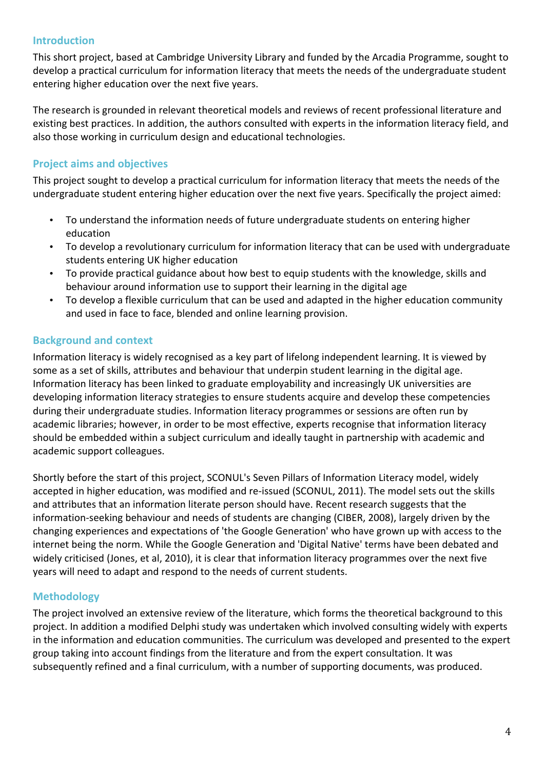## Introduction

This short project, based at Cambridge University Library and funded by the Arcadia Programme, sought to develop a practical curriculum for information literacy that meets the needs of the undergraduate student entering higher education over the next five years.

The research is grounded in relevant theoretical models and reviews of recent professional literature and existing best practices. In addition, the authors consulted with experts in the information literacy field, and also those working in curriculum design and educational technologies.

## Project aims and objectives

This project sought to develop a practical curriculum for information literacy that meets the needs of the undergraduate student entering higher education over the next five years. Specifically the project aimed:

- To understand the information needs of future undergraduate students on entering higher education
- To develop a revolutionary curriculum for information literacy that can be used with undergraduate students entering UK higher education
- To provide practical guidance about how best to equip students with the knowledge, skills and behaviour around information use to support their learning in the digital age
- To develop a flexible curriculum that can be used and adapted in the higher education community and used in face to face, blended and online learning provision.

## Background and context

Information literacy is widely recognised as a key part of lifelong independent learning. It is viewed by some as a set of skills, attributes and behaviour that underpin student learning in the digital age. Information literacy has been linked to graduate employability and increasingly UK universities are developing information literacy strategies to ensure students acquire and develop these competencies during their undergraduate studies. Information literacy programmes or sessions are often run by academic libraries; however, in order to be most effective, experts recognise that information literacy should be embedded within a subject curriculum and ideally taught in partnership with academic and academic support colleagues.

Shortly before the start of this project, SCONUL's Seven Pillars of Information Literacy model, widely accepted in higher education, was modified and re-issued (SCONUL, 2011). The model sets out the skills and attributes that an information literate person should have. Recent research suggests that the information-seeking behaviour and needs of students are changing (CIBER, 2008), largely driven by the changing experiences and expectations of 'the Google Generation' who have grown up with access to the internet being the norm. While the Google Generation and 'Digital Native' terms have been debated and widely criticised (Jones, et al, 2010), it is clear that information literacy programmes over the next five years will need to adapt and respond to the needs of current students.

## Methodology

The project involved an extensive review of the literature, which forms the theoretical background to this project. In addition a modified Delphi study was undertaken which involved consulting widely with experts in the information and education communities. The curriculum was developed and presented to the expert group taking into account findings from the literature and from the expert consultation. It was subsequently refined and a final curriculum, with a number of supporting documents, was produced.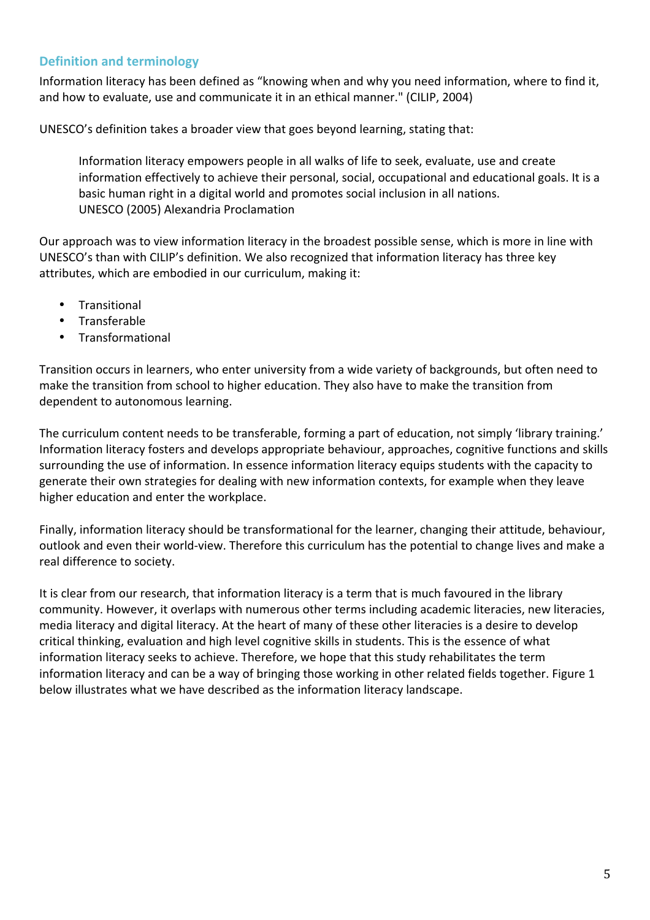## Definition and terminology

Information literacy has been defined as "knowing when and why you need information, where to find it, and how to evaluate, use and communicate it in an ethical manner." (CILIP, 2004)

UNESCO's definition takes a broader view that goes beyond learning, stating that:

> Information literacy empowers people in all walks of life to seek, evaluate, use and create information effectively to achieve their personal, social, occupational and educational goals. It is a basic human right in a digital world and promotes social inclusion in all nations.
> UNESCO (2005) Alexandria Proclamation

Our approach was to view information literacy in the broadest possible sense, which is more in line with UNESCO's than with CILIP's definition. We also recognized that information literacy has three key attributes, which are embodied in our curriculum, making it:

- Transitional
- Transferable
- Transformational

Transition occurs in learners, who enter university from a wide variety of backgrounds, but often need to make the transition from school to higher education. They also have to make the transition from dependent to autonomous learning.

The curriculum content needs to be transferable, forming a part of education, not simply 'library training.' Information literacy fosters and develops appropriate behaviour, approaches, cognitive functions and skills surrounding the use of information. In essence information literacy equips students with the capacity to generate their own strategies for dealing with new information contexts, for example when they leave higher education and enter the workplace.

Finally, information literacy should be transformational for the learner, changing their attitude, behaviour, outlook and even their world-view. Therefore this curriculum has the potential to change lives and make a real difference to society.

It is clear from our research, that information literacy is a term that is much favoured in the library community. However, it overlaps with numerous other terms including academic literacies, new literacies, media literacy and digital literacy. At the heart of many of these other literacies is a desire to develop critical thinking, evaluation and high level cognitive skills in students. This is the essence of what information literacy seeks to achieve. Therefore, we hope that this study rehabilitates the term information literacy and can be a way of bringing those working in other related fields together. Figure 1 below illustrates what we have described as the information literacy landscape.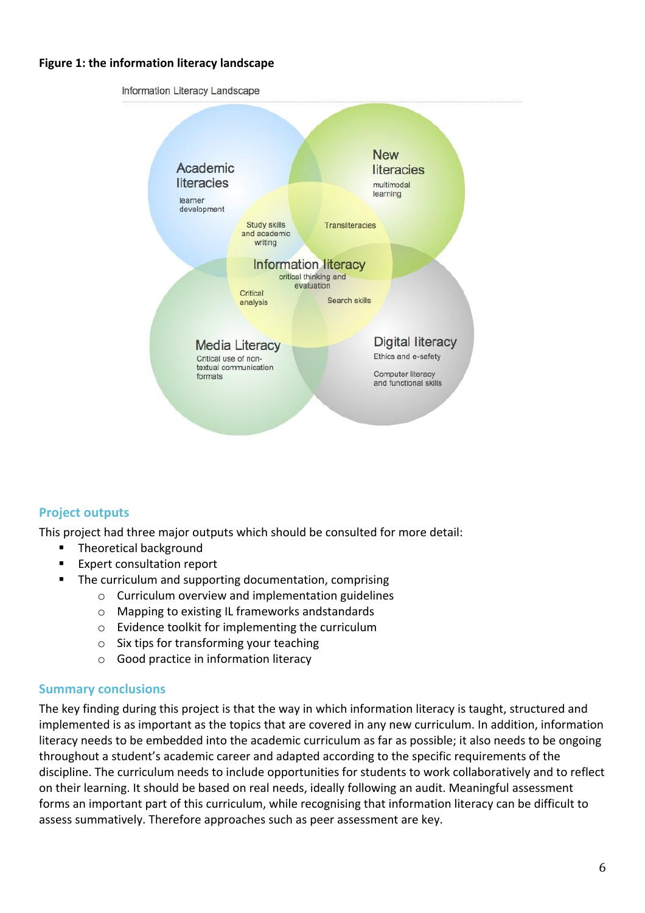**Figure 1: the information literacy landscape**

Information Literacy Landscape

Academic literacies
learner development

New literacies
multimodal learning

Study skills and academic writing

Transliteracies

Information literacy
critical thinking and evaluation

Critical analysis

Search skills

Media Literacy
Critical use of non-textual communication formats

Digital literacy
Ethics and e-safety

Computer literacy and functional skills

## Project outputs

This project had three major outputs which should be consulted for more detail:

- Theoretical background
- Expert consultation report
- The curriculum and supporting documentation, comprising
  - Curriculum overview and implementation guidelines
  - Mapping to existing IL frameworks andstandards
  - Evidence toolkit for implementing the curriculum
  - Six tips for transforming your teaching
  - Good practice in information literacy

## Summary conclusions

The key finding during this project is that the way in which information literacy is taught, structured and implemented is as important as the topics that are covered in any new curriculum. In addition, information literacy needs to be embedded into the academic curriculum as far as possible; it also needs to be ongoing throughout a student's academic career and adapted according to the specific requirements of the discipline. The curriculum needs to include opportunities for students to work collaboratively and to reflect on their learning. It should be based on real needs, ideally following an audit. Meaningful assessment forms an important part of this curriculum, while recognising that information literacy can be difficult to assess summatively. Therefore approaches such as peer assessment are key.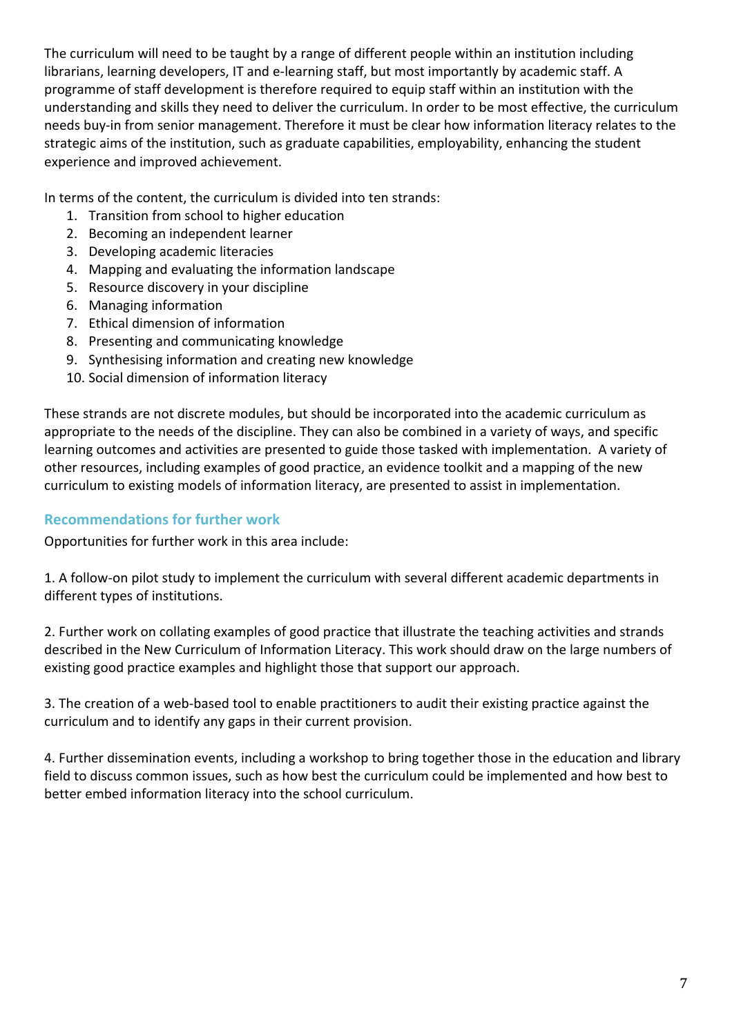The curriculum will need to be taught by a range of different people within an institution including librarians, learning developers, IT and e-learning staff, but most importantly by academic staff. A programme of staff development is therefore required to equip staff within an institution with the understanding and skills they need to deliver the curriculum. In order to be most effective, the curriculum needs buy-in from senior management. Therefore it must be clear how information literacy relates to the strategic aims of the institution, such as graduate capabilities, employability, enhancing the student experience and improved achievement.

In terms of the content, the curriculum is divided into ten strands:

1. Transition from school to higher education
2. Becoming an independent learner
3. Developing academic literacies
4. Mapping and evaluating the information landscape
5. Resource discovery in your discipline
6. Managing information
7. Ethical dimension of information
8. Presenting and communicating knowledge
9. Synthesising information and creating new knowledge
10. Social dimension of information literacy

These strands are not discrete modules, but should be incorporated into the academic curriculum as appropriate to the needs of the discipline. They can also be combined in a variety of ways, and specific learning outcomes and activities are presented to guide those tasked with implementation. A variety of other resources, including examples of good practice, an evidence toolkit and a mapping of the new curriculum to existing models of information literacy, are presented to assist in implementation.

## Recommendations for further work

Opportunities for further work in this area include:

1. A follow-on pilot study to implement the curriculum with several different academic departments in different types of institutions.

2. Further work on collating examples of good practice that illustrate the teaching activities and strands described in the New Curriculum of Information Literacy. This work should draw on the large numbers of existing good practice examples and highlight those that support our approach.

3. The creation of a web-based tool to enable practitioners to audit their existing practice against the curriculum and to identify any gaps in their current provision.

4. Further dissemination events, including a workshop to bring together those in the education and library field to discuss common issues, such as how best the curriculum could be implemented and how best to better embed information literacy into the school curriculum.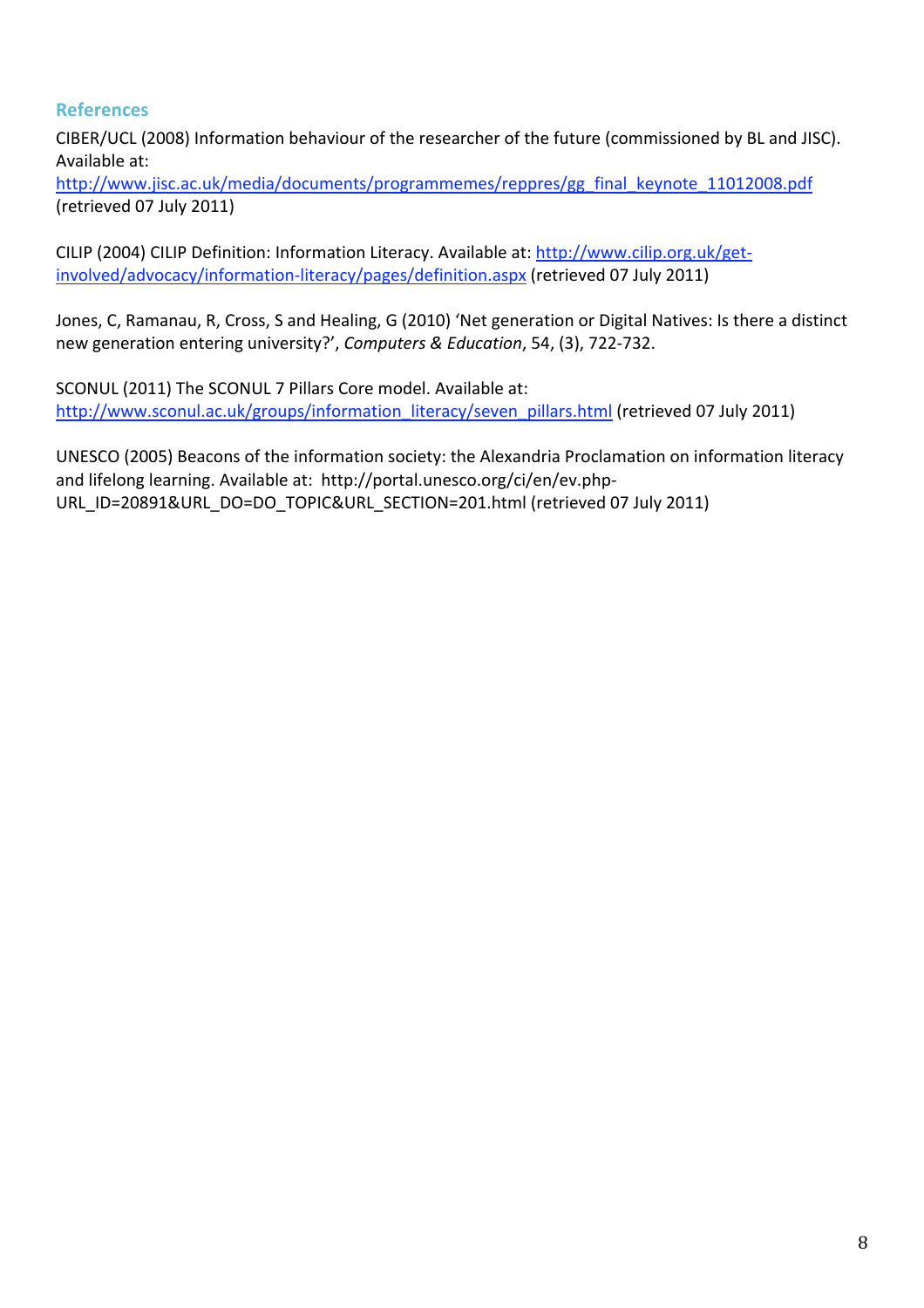## References

CIBER/UCL (2008) Information behaviour of the researcher of the future (commissioned by BL and JISC). Available at: http://www.jisc.ac.uk/media/documents/programmemes/reppres/gg_final_keynote_11012008.pdf (retrieved 07 July 2011)

CILIP (2004) CILIP Definition: Information Literacy. Available at: http://www.cilip.org.uk/get-involved/advocacy/information-literacy/pages/definition.aspx (retrieved 07 July 2011)

Jones, C, Ramanau, R, Cross, S and Healing, G (2010) 'Net generation or Digital Natives: Is there a distinct new generation entering university?', *Computers & Education*, 54, (3), 722-732.

SCONUL (2011) The SCONUL 7 Pillars Core model. Available at: http://www.sconul.ac.uk/groups/information_literacy/seven_pillars.html (retrieved 07 July 2011)

UNESCO (2005) Beacons of the information society: the Alexandria Proclamation on information literacy and lifelong learning. Available at: http://portal.unesco.org/ci/en/ev.php-URL_ID=20891&URL_DO=DO_TOPIC&URL_SECTION=201.html (retrieved 07 July 2011)